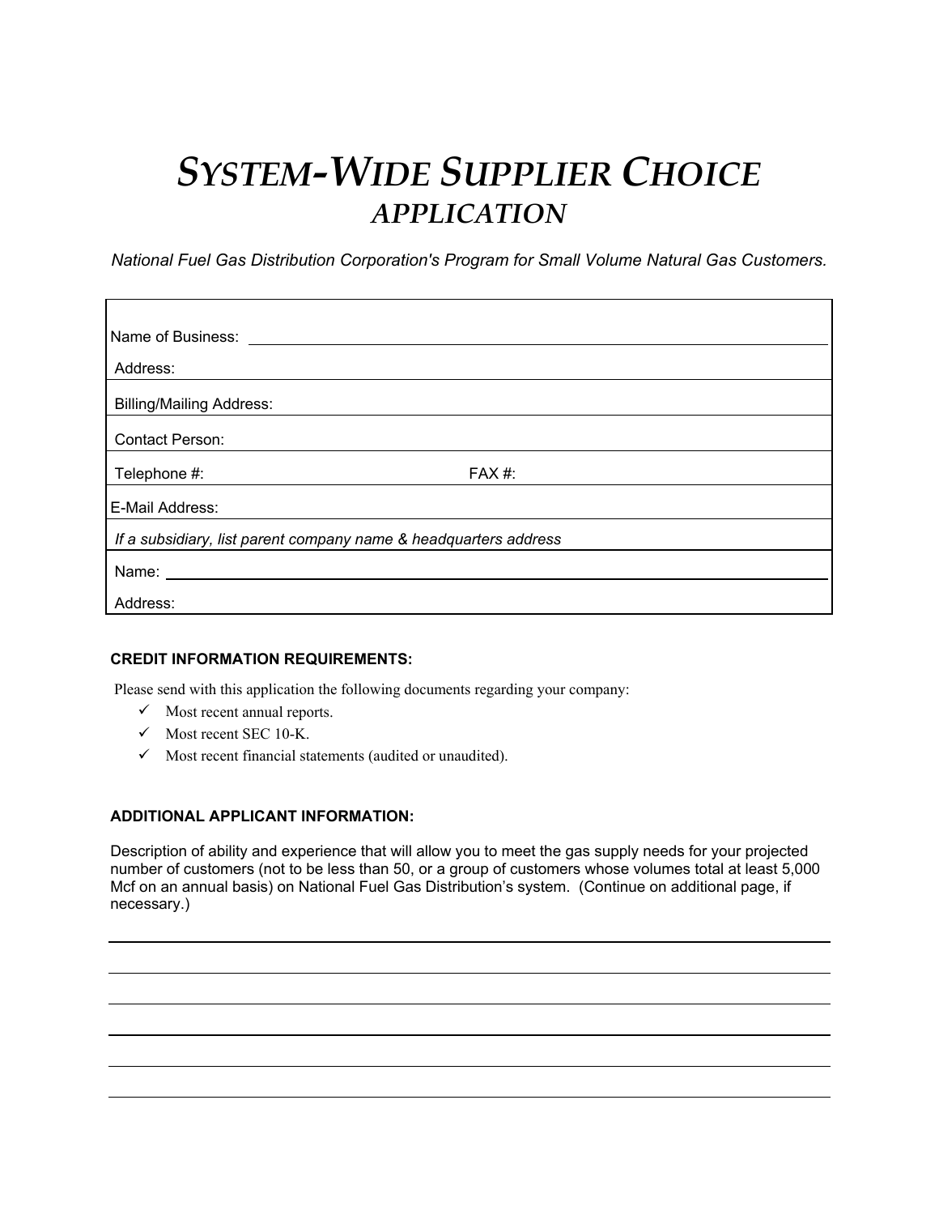# *SYSTEM-WIDE SUPPLIER CHOICE*
## *APPLICATION*

*National Fuel Gas Distribution Corporation's Program for Small Volume Natural Gas Customers.*

Name of Business: ______________________________

Address:

Billing/Mailing Address:

Contact Person:

Telephone #: FAX #:

E-Mail Address:

*If a subsidiary, list parent company name & headquarters address*

Name: ______________________________

Address:

**CREDIT INFORMATION REQUIREMENTS:**

Please send with this application the following documents regarding your company:

- ✓ Most recent annual reports.
- ✓ Most recent SEC 10-K.
- ✓ Most recent financial statements (audited or unaudited).

**ADDITIONAL APPLICANT INFORMATION:**

Description of ability and experience that will allow you to meet the gas supply needs for your projected number of customers (not to be less than 50, or a group of customers whose volumes total at least 5,000 Mcf on an annual basis) on National Fuel Gas Distribution's system. (Continue on additional page, if necessary.)

______________________________

______________________________

______________________________

______________________________

______________________________

______________________________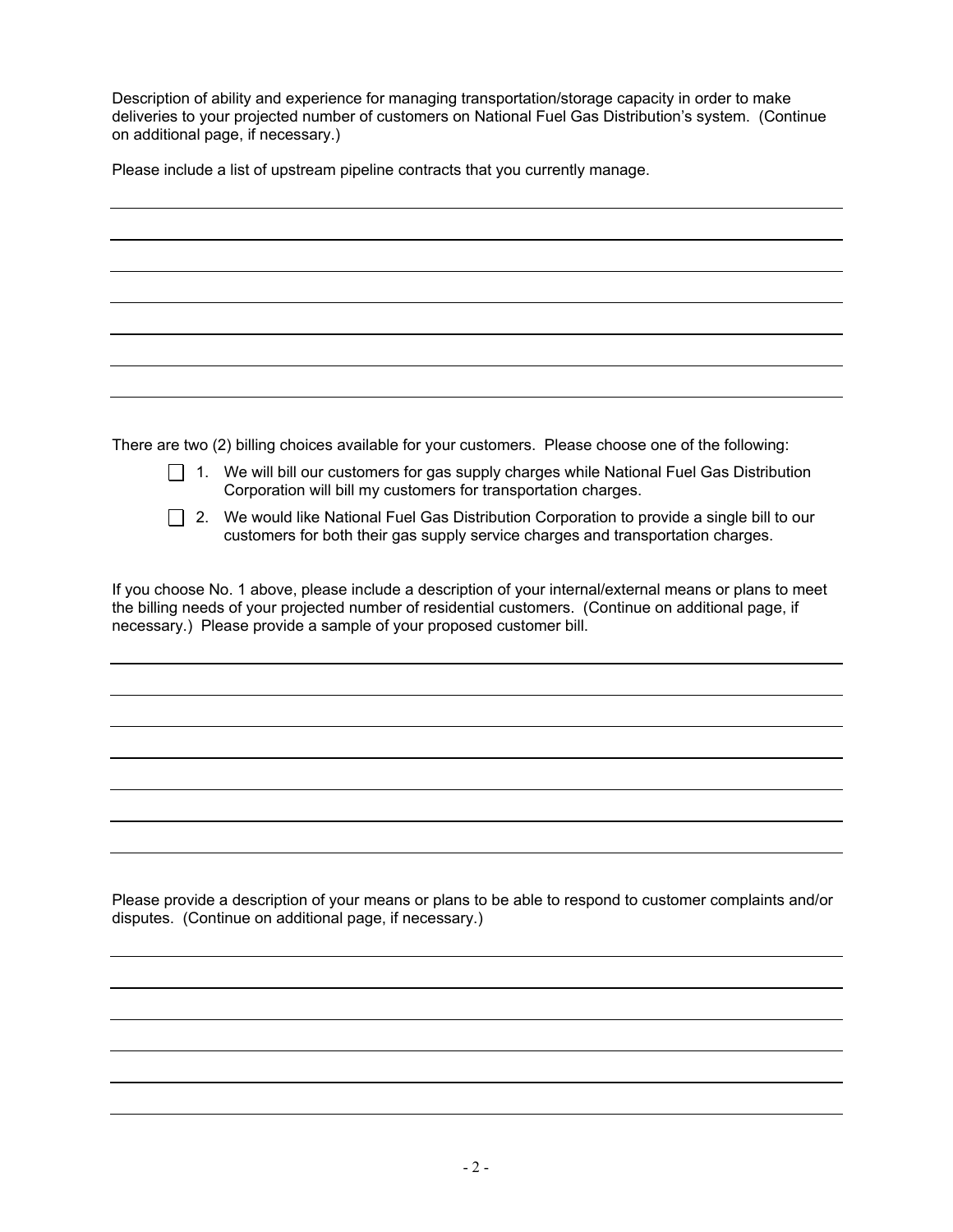Description of ability and experience for managing transportation/storage capacity in order to make deliveries to your projected number of customers on National Fuel Gas Distribution's system. (Continue on additional page, if necessary.)

Please include a list of upstream pipeline contracts that you currently manage.

\_\_\_\_\_\_\_\_\_\_\_\_\_\_\_\_\_\_\_\_\_\_\_\_\_\_\_\_\_\_\_\_\_\_\_\_\_\_\_\_\_\_\_\_\_\_\_\_\_\_\_\_\_\_\_\_\_\_\_\_\_\_\_\_\_\_\_\_\_\_\_\_\_\_\_\_\_\_

\_\_\_\_\_\_\_\_\_\_\_\_\_\_\_\_\_\_\_\_\_\_\_\_\_\_\_\_\_\_\_\_\_\_\_\_\_\_\_\_\_\_\_\_\_\_\_\_\_\_\_\_\_\_\_\_\_\_\_\_\_\_\_\_\_\_\_\_\_\_\_\_\_\_\_\_\_\_

\_\_\_\_\_\_\_\_\_\_\_\_\_\_\_\_\_\_\_\_\_\_\_\_\_\_\_\_\_\_\_\_\_\_\_\_\_\_\_\_\_\_\_\_\_\_\_\_\_\_\_\_\_\_\_\_\_\_\_\_\_\_\_\_\_\_\_\_\_\_\_\_\_\_\_\_\_\_

\_\_\_\_\_\_\_\_\_\_\_\_\_\_\_\_\_\_\_\_\_\_\_\_\_\_\_\_\_\_\_\_\_\_\_\_\_\_\_\_\_\_\_\_\_\_\_\_\_\_\_\_\_\_\_\_\_\_\_\_\_\_\_\_\_\_\_\_\_\_\_\_\_\_\_\_\_\_

\_\_\_\_\_\_\_\_\_\_\_\_\_\_\_\_\_\_\_\_\_\_\_\_\_\_\_\_\_\_\_\_\_\_\_\_\_\_\_\_\_\_\_\_\_\_\_\_\_\_\_\_\_\_\_\_\_\_\_\_\_\_\_\_\_\_\_\_\_\_\_\_\_\_\_\_\_\_

\_\_\_\_\_\_\_\_\_\_\_\_\_\_\_\_\_\_\_\_\_\_\_\_\_\_\_\_\_\_\_\_\_\_\_\_\_\_\_\_\_\_\_\_\_\_\_\_\_\_\_\_\_\_\_\_\_\_\_\_\_\_\_\_\_\_\_\_\_\_\_\_\_\_\_\_\_\_

\_\_\_\_\_\_\_\_\_\_\_\_\_\_\_\_\_\_\_\_\_\_\_\_\_\_\_\_\_\_\_\_\_\_\_\_\_\_\_\_\_\_\_\_\_\_\_\_\_\_\_\_\_\_\_\_\_\_\_\_\_\_\_\_\_\_\_\_\_\_\_\_\_\_\_\_\_\_

There are two (2) billing choices available for your customers. Please choose one of the following:

- ☐ 1. We will bill our customers for gas supply charges while National Fuel Gas Distribution Corporation will bill my customers for transportation charges.
- ☐ 2. We would like National Fuel Gas Distribution Corporation to provide a single bill to our customers for both their gas supply service charges and transportation charges.

If you choose No. 1 above, please include a description of your internal/external means or plans to meet the billing needs of your projected number of residential customers. (Continue on additional page, if necessary.) Please provide a sample of your proposed customer bill.

\_\_\_\_\_\_\_\_\_\_\_\_\_\_\_\_\_\_\_\_\_\_\_\_\_\_\_\_\_\_\_\_\_\_\_\_\_\_\_\_\_\_\_\_\_\_\_\_\_\_\_\_\_\_\_\_\_\_\_\_\_\_\_\_\_\_\_\_\_\_\_\_\_\_\_\_\_\_

\_\_\_\_\_\_\_\_\_\_\_\_\_\_\_\_\_\_\_\_\_\_\_\_\_\_\_\_\_\_\_\_\_\_\_\_\_\_\_\_\_\_\_\_\_\_\_\_\_\_\_\_\_\_\_\_\_\_\_\_\_\_\_\_\_\_\_\_\_\_\_\_\_\_\_\_\_\_

\_\_\_\_\_\_\_\_\_\_\_\_\_\_\_\_\_\_\_\_\_\_\_\_\_\_\_\_\_\_\_\_\_\_\_\_\_\_\_\_\_\_\_\_\_\_\_\_\_\_\_\_\_\_\_\_\_\_\_\_\_\_\_\_\_\_\_\_\_\_\_\_\_\_\_\_\_\_

\_\_\_\_\_\_\_\_\_\_\_\_\_\_\_\_\_\_\_\_\_\_\_\_\_\_\_\_\_\_\_\_\_\_\_\_\_\_\_\_\_\_\_\_\_\_\_\_\_\_\_\_\_\_\_\_\_\_\_\_\_\_\_\_\_\_\_\_\_\_\_\_\_\_\_\_\_\_

\_\_\_\_\_\_\_\_\_\_\_\_\_\_\_\_\_\_\_\_\_\_\_\_\_\_\_\_\_\_\_\_\_\_\_\_\_\_\_\_\_\_\_\_\_\_\_\_\_\_\_\_\_\_\_\_\_\_\_\_\_\_\_\_\_\_\_\_\_\_\_\_\_\_\_\_\_\_

\_\_\_\_\_\_\_\_\_\_\_\_\_\_\_\_\_\_\_\_\_\_\_\_\_\_\_\_\_\_\_\_\_\_\_\_\_\_\_\_\_\_\_\_\_\_\_\_\_\_\_\_\_\_\_\_\_\_\_\_\_\_\_\_\_\_\_\_\_\_\_\_\_\_\_\_\_\_

\_\_\_\_\_\_\_\_\_\_\_\_\_\_\_\_\_\_\_\_\_\_\_\_\_\_\_\_\_\_\_\_\_\_\_\_\_\_\_\_\_\_\_\_\_\_\_\_\_\_\_\_\_\_\_\_\_\_\_\_\_\_\_\_\_\_\_\_\_\_\_\_\_\_\_\_\_\_

Please provide a description of your means or plans to be able to respond to customer complaints and/or disputes. (Continue on additional page, if necessary.)

\_\_\_\_\_\_\_\_\_\_\_\_\_\_\_\_\_\_\_\_\_\_\_\_\_\_\_\_\_\_\_\_\_\_\_\_\_\_\_\_\_\_\_\_\_\_\_\_\_\_\_\_\_\_\_\_\_\_\_\_\_\_\_\_\_\_\_\_\_\_\_\_\_\_\_\_\_\_

\_\_\_\_\_\_\_\_\_\_\_\_\_\_\_\_\_\_\_\_\_\_\_\_\_\_\_\_\_\_\_\_\_\_\_\_\_\_\_\_\_\_\_\_\_\_\_\_\_\_\_\_\_\_\_\_\_\_\_\_\_\_\_\_\_\_\_\_\_\_\_\_\_\_\_\_\_\_

\_\_\_\_\_\_\_\_\_\_\_\_\_\_\_\_\_\_\_\_\_\_\_\_\_\_\_\_\_\_\_\_\_\_\_\_\_\_\_\_\_\_\_\_\_\_\_\_\_\_\_\_\_\_\_\_\_\_\_\_\_\_\_\_\_\_\_\_\_\_\_\_\_\_\_\_\_\_

\_\_\_\_\_\_\_\_\_\_\_\_\_\_\_\_\_\_\_\_\_\_\_\_\_\_\_\_\_\_\_\_\_\_\_\_\_\_\_\_\_\_\_\_\_\_\_\_\_\_\_\_\_\_\_\_\_\_\_\_\_\_\_\_\_\_\_\_\_\_\_\_\_\_\_\_\_\_

\_\_\_\_\_\_\_\_\_\_\_\_\_\_\_\_\_\_\_\_\_\_\_\_\_\_\_\_\_\_\_\_\_\_\_\_\_\_\_\_\_\_\_\_\_\_\_\_\_\_\_\_\_\_\_\_\_\_\_\_\_\_\_\_\_\_\_\_\_\_\_\_\_\_\_\_\_\_

\_\_\_\_\_\_\_\_\_\_\_\_\_\_\_\_\_\_\_\_\_\_\_\_\_\_\_\_\_\_\_\_\_\_\_\_\_\_\_\_\_\_\_\_\_\_\_\_\_\_\_\_\_\_\_\_\_\_\_\_\_\_\_\_\_\_\_\_\_\_\_\_\_\_\_\_\_\_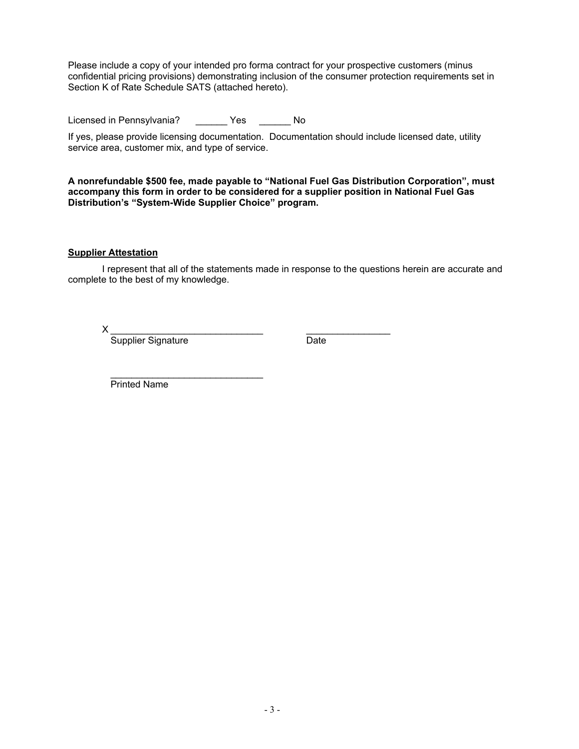Please include a copy of your intended pro forma contract for your prospective customers (minus confidential pricing provisions) demonstrating inclusion of the consumer protection requirements set in Section K of Rate Schedule SATS (attached hereto).

Licensed in Pennsylvania? ______ Yes ______ No

If yes, please provide licensing documentation. Documentation should include licensed date, utility service area, customer mix, and type of service.

**A nonrefundable $500 fee, made payable to "National Fuel Gas Distribution Corporation", must accompany this form in order to be considered for a supplier position in National Fuel Gas Distribution's "System-Wide Supplier Choice" program.**

**Supplier Attestation**

I represent that all of the statements made in response to the questions herein are accurate and complete to the best of my knowledge.

X ______________________________ ________________

Supplier Signature Date

______________________________

Printed Name